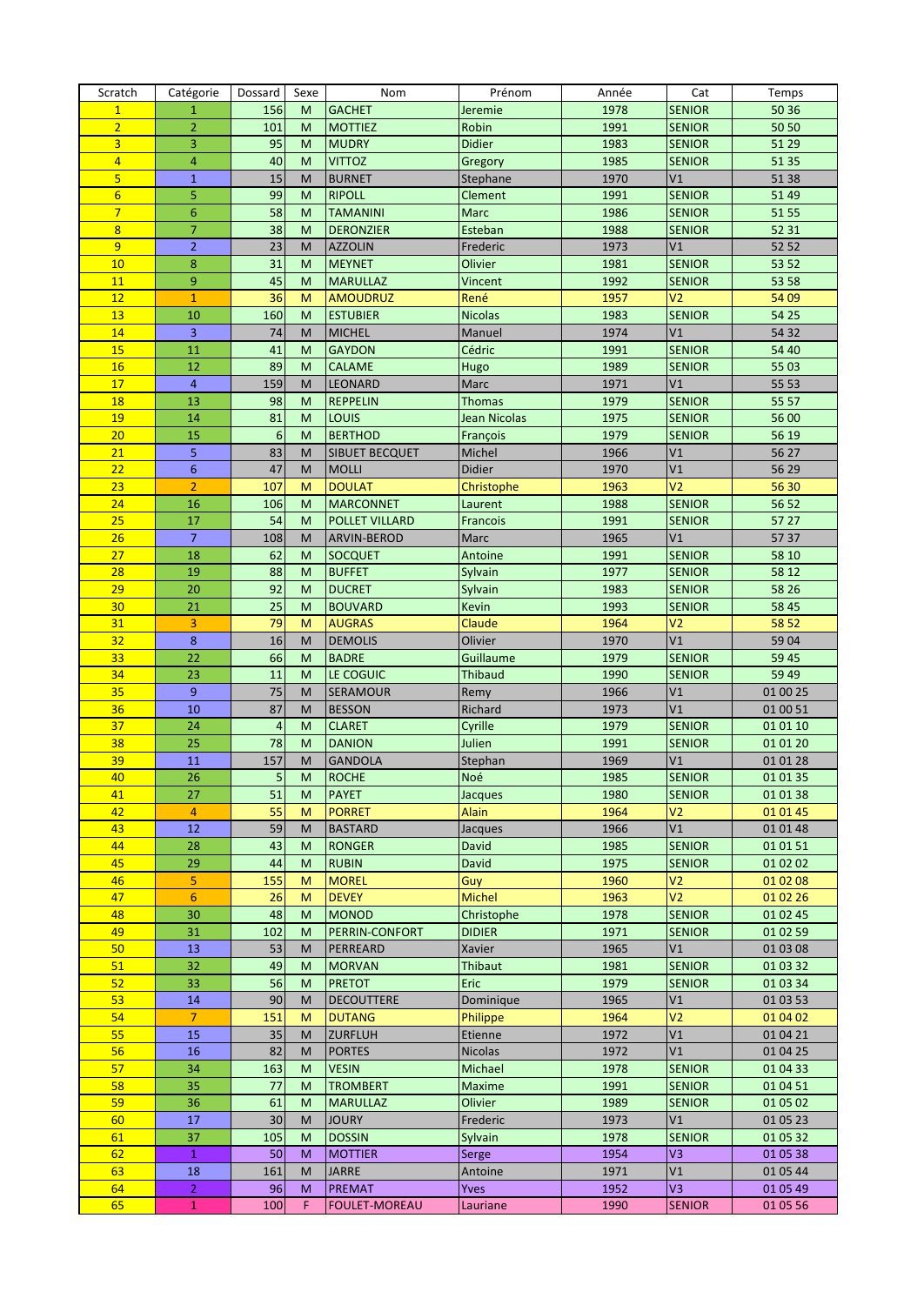| Scratch | Catégorie | Dossard | Sexe | Nom | Prénom | Année | Cat | Temps |
|---|---|---|---|---|---|---|---|---|
| 1 | 1 | 156 | M | GACHET | Jeremie | 1978 | SENIOR | 50 36 |
| 2 | 2 | 101 | M | MOTTIEZ | Robin | 1991 | SENIOR | 50 50 |
| 3 | 3 | 95 | M | MUDRY | Didier | 1983 | SENIOR | 51 29 |
| 4 | 4 | 40 | M | VITTOZ | Gregory | 1985 | SENIOR | 51 35 |
| 5 | 1 | 15 | M | BURNET | Stephane | 1970 | V1 | 51 38 |
| 6 | 5 | 99 | M | RIPOLL | Clement | 1991 | SENIOR | 51 49 |
| 7 | 6 | 58 | M | TAMANINI | Marc | 1986 | SENIOR | 51 55 |
| 8 | 7 | 38 | M | DERONZIER | Esteban | 1988 | SENIOR | 52 31 |
| 9 | 2 | 23 | M | AZZOLIN | Frederic | 1973 | V1 | 52 52 |
| 10 | 8 | 31 | M | MEYNET | Olivier | 1981 | SENIOR | 53 52 |
| 11 | 9 | 45 | M | MARULLAZ | Vincent | 1992 | SENIOR | 53 58 |
| 12 | 1 | 36 | M | AMOUDRUZ | René | 1957 | V2 | 54 09 |
| 13 | 10 | 160 | M | ESTUBIER | Nicolas | 1983 | SENIOR | 54 25 |
| 14 | 3 | 74 | M | MICHEL | Manuel | 1974 | V1 | 54 32 |
| 15 | 11 | 41 | M | GAYDON | Cédric | 1991 | SENIOR | 54 40 |
| 16 | 12 | 89 | M | CALAME | Hugo | 1989 | SENIOR | 55 03 |
| 17 | 4 | 159 | M | LEONARD | Marc | 1971 | V1 | 55 53 |
| 18 | 13 | 98 | M | REPPELIN | Thomas | 1979 | SENIOR | 55 57 |
| 19 | 14 | 81 | M | LOUIS | Jean Nicolas | 1975 | SENIOR | 56 00 |
| 20 | 15 | 6 | M | BERTHOD | François | 1979 | SENIOR | 56 19 |
| 21 | 5 | 83 | M | SIBUET BECQUET | Michel | 1966 | V1 | 56 27 |
| 22 | 6 | 47 | M | MOLLI | Didier | 1970 | V1 | 56 29 |
| 23 | 2 | 107 | M | DOULAT | Christophe | 1963 | V2 | 56 30 |
| 24 | 16 | 106 | M | MARCONNET | Laurent | 1988 | SENIOR | 56 52 |
| 25 | 17 | 54 | M | POLLET VILLARD | Francois | 1991 | SENIOR | 57 27 |
| 26 | 7 | 108 | M | ARVIN-BEROD | Marc | 1965 | V1 | 57 37 |
| 27 | 18 | 62 | M | SOCQUET | Antoine | 1991 | SENIOR | 58 10 |
| 28 | 19 | 88 | M | BUFFET | Sylvain | 1977 | SENIOR | 58 12 |
| 29 | 20 | 92 | M | DUCRET | Sylvain | 1983 | SENIOR | 58 26 |
| 30 | 21 | 25 | M | BOUVARD | Kevin | 1993 | SENIOR | 58 45 |
| 31 | 3 | 79 | M | AUGRAS | Claude | 1964 | V2 | 58 52 |
| 32 | 8 | 16 | M | DEMOLIS | Olivier | 1970 | V1 | 59 04 |
| 33 | 22 | 66 | M | BADRE | Guillaume | 1979 | SENIOR | 59 45 |
| 34 | 23 | 11 | M | LE COGUIC | Thibaud | 1990 | SENIOR | 59 49 |
| 35 | 9 | 75 | M | SERAMOUR | Remy | 1966 | V1 | 01 00 25 |
| 36 | 10 | 87 | M | BESSON | Richard | 1973 | V1 | 01 00 51 |
| 37 | 24 | 4 | M | CLARET | Cyrille | 1979 | SENIOR | 01 01 10 |
| 38 | 25 | 78 | M | DANION | Julien | 1991 | SENIOR | 01 01 20 |
| 39 | 11 | 157 | M | GANDOLA | Stephan | 1969 | V1 | 01 01 28 |
| 40 | 26 | 5 | M | ROCHE | Noé | 1985 | SENIOR | 01 01 35 |
| 41 | 27 | 51 | M | PAYET | Jacques | 1980 | SENIOR | 01 01 38 |
| 42 | 4 | 55 | M | PORRET | Alain | 1964 | V2 | 01 01 45 |
| 43 | 12 | 59 | M | BASTARD | Jacques | 1966 | V1 | 01 01 48 |
| 44 | 28 | 43 | M | RONGER | David | 1985 | SENIOR | 01 01 51 |
| 45 | 29 | 44 | M | RUBIN | David | 1975 | SENIOR | 01 02 02 |
| 46 | 5 | 155 | M | MOREL | Guy | 1960 | V2 | 01 02 08 |
| 47 | 6 | 26 | M | DEVEY | Michel | 1963 | V2 | 01 02 26 |
| 48 | 30 | 48 | M | MONOD | Christophe | 1978 | SENIOR | 01 02 45 |
| 49 | 31 | 102 | M | PERRIN-CONFORT | DIDIER | 1971 | SENIOR | 01 02 59 |
| 50 | 13 | 53 | M | PERREARD | Xavier | 1965 | V1 | 01 03 08 |
| 51 | 32 | 49 | M | MORVAN | Thibaut | 1981 | SENIOR | 01 03 32 |
| 52 | 33 | 56 | M | PRETOT | Eric | 1979 | SENIOR | 01 03 34 |
| 53 | 14 | 90 | M | DECOUTTERE | Dominique | 1965 | V1 | 01 03 53 |
| 54 | 7 | 151 | M | DUTANG | Philippe | 1964 | V2 | 01 04 02 |
| 55 | 15 | 35 | M | ZURFLUH | Etienne | 1972 | V1 | 01 04 21 |
| 56 | 16 | 82 | M | PORTES | Nicolas | 1972 | V1 | 01 04 25 |
| 57 | 34 | 163 | M | VESIN | Michael | 1978 | SENIOR | 01 04 33 |
| 58 | 35 | 77 | M | TROMBERT | Maxime | 1991 | SENIOR | 01 04 51 |
| 59 | 36 | 61 | M | MARULLAZ | Olivier | 1989 | SENIOR | 01 05 02 |
| 60 | 17 | 30 | M | JOURY | Frederic | 1973 | V1 | 01 05 23 |
| 61 | 37 | 105 | M | DOSSIN | Sylvain | 1978 | SENIOR | 01 05 32 |
| 62 | 1 | 50 | M | MOTTIER | Serge | 1954 | V3 | 01 05 38 |
| 63 | 18 | 161 | M | JARRE | Antoine | 1971 | V1 | 01 05 44 |
| 64 | 2 | 96 | M | PREMAT | Yves | 1952 | V3 | 01 05 49 |
| 65 | 1 | 100 | F | FOULET-MOREAU | Lauriane | 1990 | SENIOR | 01 05 56 |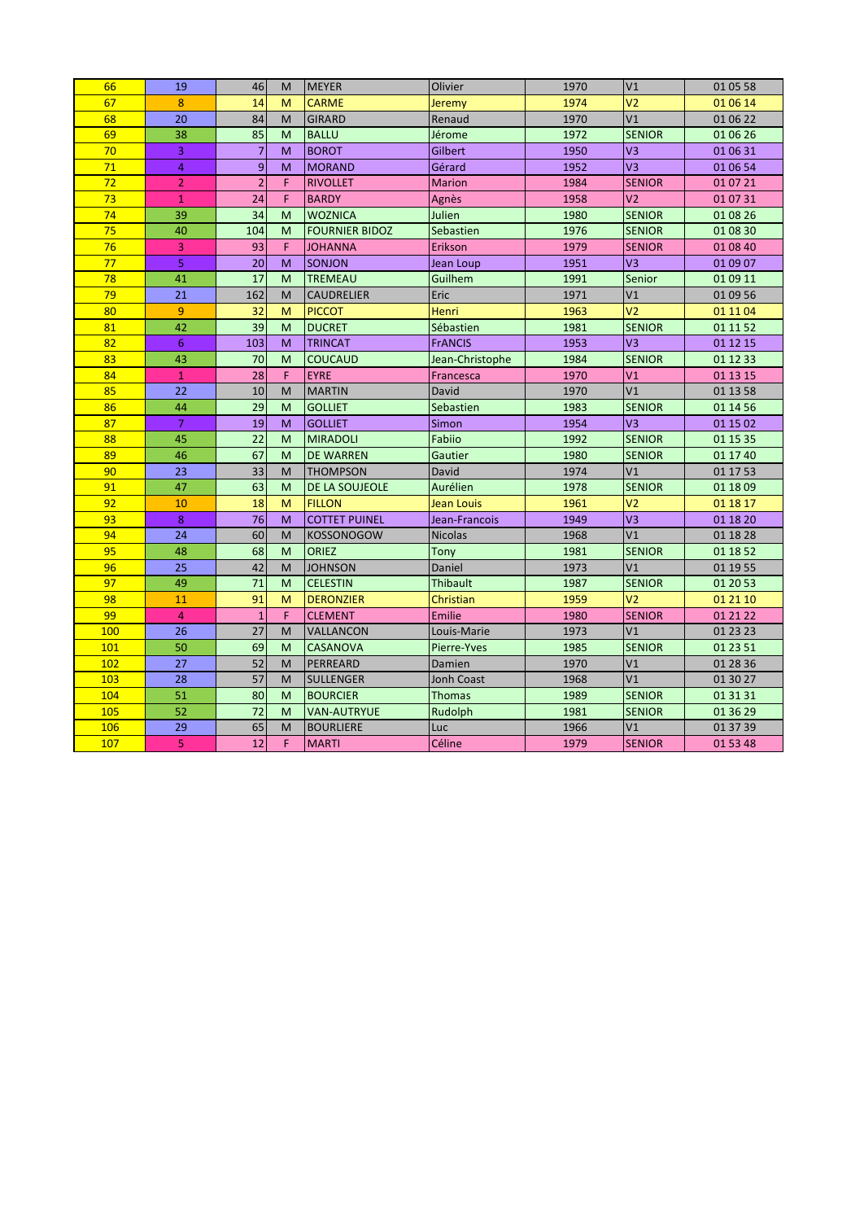| | | | | | | | | |
|---|---|---|---|---|---|---|---|---|
| 66 | 19 | 46 | M | MEYER | Olivier | 1970 | V1 | 01 05 58 |
| 67 | 8 | 14 | M | CARME | Jeremy | 1974 | V2 | 01 06 14 |
| 68 | 20 | 84 | M | GIRARD | Renaud | 1970 | V1 | 01 06 22 |
| 69 | 38 | 85 | M | BALLU | Jérome | 1972 | SENIOR | 01 06 26 |
| 70 | 3 | 7 | M | BOROT | Gilbert | 1950 | V3 | 01 06 31 |
| 71 | 4 | 9 | M | MORAND | Gérard | 1952 | V3 | 01 06 54 |
| 72 | 2 | 2 | F | RIVOLLET | Marion | 1984 | SENIOR | 01 07 21 |
| 73 | 1 | 24 | F | BARDY | Agnès | 1958 | V2 | 01 07 31 |
| 74 | 39 | 34 | M | WOZNICA | Julien | 1980 | SENIOR | 01 08 26 |
| 75 | 40 | 104 | M | FOURNIER BIDOZ | Sebastien | 1976 | SENIOR | 01 08 30 |
| 76 | 3 | 93 | F | JOHANNA | Erikson | 1979 | SENIOR | 01 08 40 |
| 77 | 5 | 20 | M | SONJON | Jean Loup | 1951 | V3 | 01 09 07 |
| 78 | 41 | 17 | M | TREMEAU | Guilhem | 1991 | Senior | 01 09 11 |
| 79 | 21 | 162 | M | CAUDRELIER | Eric | 1971 | V1 | 01 09 56 |
| 80 | 9 | 32 | M | PICCOT | Henri | 1963 | V2 | 01 11 04 |
| 81 | 42 | 39 | M | DUCRET | Sébastien | 1981 | SENIOR | 01 11 52 |
| 82 | 6 | 103 | M | TRINCAT | FrANCIS | 1953 | V3 | 01 12 15 |
| 83 | 43 | 70 | M | COUCAUD | Jean-Christophe | 1984 | SENIOR | 01 12 33 |
| 84 | 1 | 28 | F | EYRE | Francesca | 1970 | V1 | 01 13 15 |
| 85 | 22 | 10 | M | MARTIN | David | 1970 | V1 | 01 13 58 |
| 86 | 44 | 29 | M | GOLLIET | Sebastien | 1983 | SENIOR | 01 14 56 |
| 87 | 7 | 19 | M | GOLLIET | Simon | 1954 | V3 | 01 15 02 |
| 88 | 45 | 22 | M | MIRADOLI | Fabiio | 1992 | SENIOR | 01 15 35 |
| 89 | 46 | 67 | M | DE WARREN | Gautier | 1980 | SENIOR | 01 17 40 |
| 90 | 23 | 33 | M | THOMPSON | David | 1974 | V1 | 01 17 53 |
| 91 | 47 | 63 | M | DE LA SOUJEOLE | Aurélien | 1978 | SENIOR | 01 18 09 |
| 92 | 10 | 18 | M | FILLON | Jean Louis | 1961 | V2 | 01 18 17 |
| 93 | 8 | 76 | M | COTTET PUINEL | Jean-Francois | 1949 | V3 | 01 18 20 |
| 94 | 24 | 60 | M | KOSSONOGOW | Nicolas | 1968 | V1 | 01 18 28 |
| 95 | 48 | 68 | M | ORIEZ | Tony | 1981 | SENIOR | 01 18 52 |
| 96 | 25 | 42 | M | JOHNSON | Daniel | 1973 | V1 | 01 19 55 |
| 97 | 49 | 71 | M | CELESTIN | Thibault | 1987 | SENIOR | 01 20 53 |
| 98 | 11 | 91 | M | DERONZIER | Christian | 1959 | V2 | 01 21 10 |
| 99 | 4 | 1 | F | CLEMENT | Emilie | 1980 | SENIOR | 01 21 22 |
| 100 | 26 | 27 | M | VALLANCON | Louis-Marie | 1973 | V1 | 01 23 23 |
| 101 | 50 | 69 | M | CASANOVA | Pierre-Yves | 1985 | SENIOR | 01 23 51 |
| 102 | 27 | 52 | M | PERREARD | Damien | 1970 | V1 | 01 28 36 |
| 103 | 28 | 57 | M | SULLENGER | Jonh Coast | 1968 | V1 | 01 30 27 |
| 104 | 51 | 80 | M | BOURCIER | Thomas | 1989 | SENIOR | 01 31 31 |
| 105 | 52 | 72 | M | VAN-AUTRYUE | Rudolph | 1981 | SENIOR | 01 36 29 |
| 106 | 29 | 65 | M | BOURLIERE | Luc | 1966 | V1 | 01 37 39 |
| 107 | 5 | 12 | F | MARTI | Céline | 1979 | SENIOR | 01 53 48 |